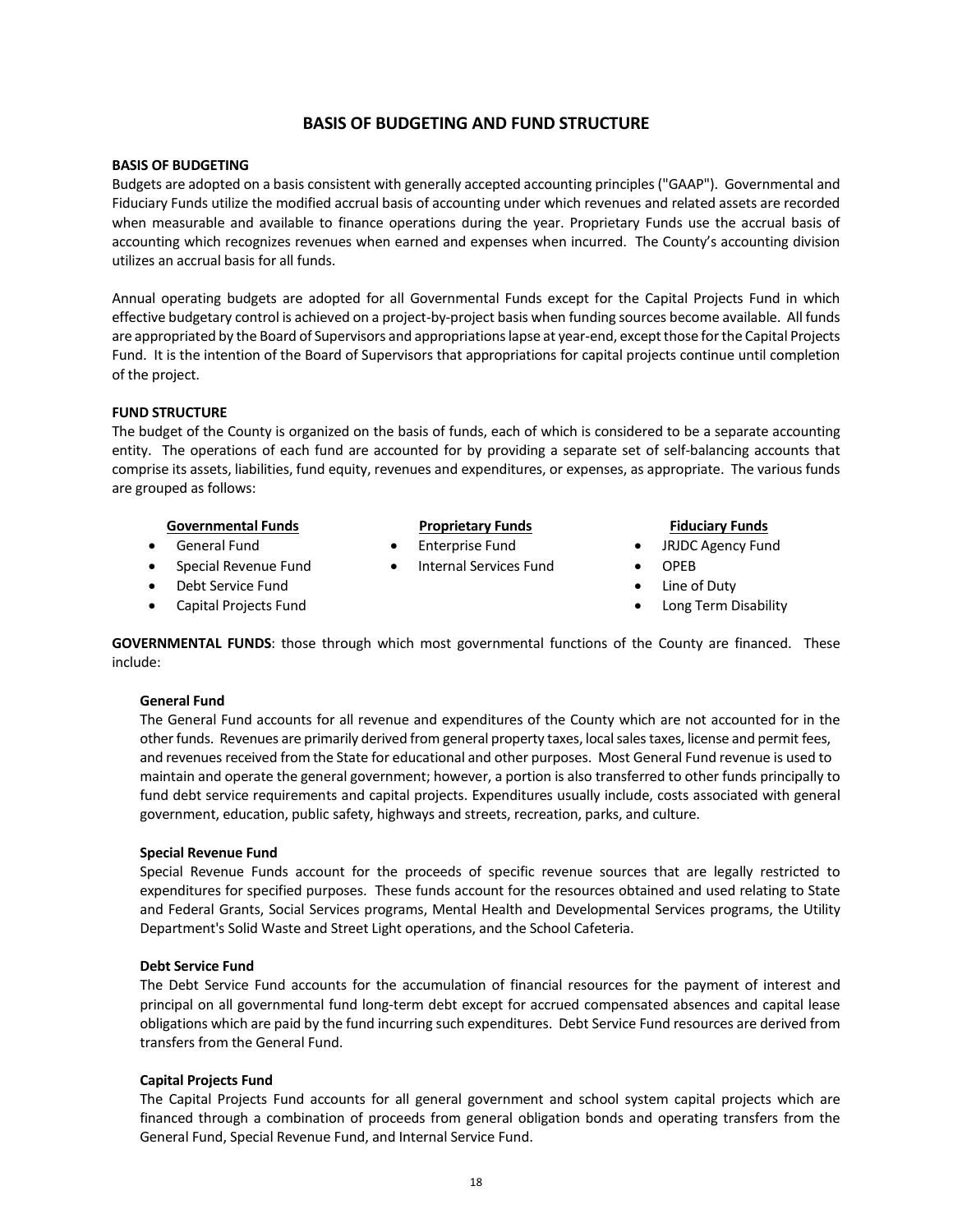# BASIS OF BUDGETING AND FUND STRUCTURE

## BASIS OF BUDGETING

Budgets are adopted on a basis consistent with generally accepted accounting principles ("GAAP"). Governmental and Fiduciary Funds utilize the modified accrual basis of accounting under which revenues and related assets are recorded when measurable and available to finance operations during the year. Proprietary Funds use the accrual basis of accounting which recognizes revenues when earned and expenses when incurred. The County's accounting division utilizes an accrual basis for all funds.

Annual operating budgets are adopted for all Governmental Funds except for the Capital Projects Fund in which effective budgetary control is achieved on a project-by-project basis when funding sources become available. All funds are appropriated by the Board of Supervisors and appropriations lapse at year-end, except those for the Capital Projects Fund. It is the intention of the Board of Supervisors that appropriations for capital projects continue until completion of the project.

## FUND STRUCTURE

The budget of the County is organized on the basis of funds, each of which is considered to be a separate accounting entity. The operations of each fund are accounted for by providing a separate set of self-balancing accounts that comprise its assets, liabilities, fund equity, revenues and expenditures, or expenses, as appropriate. The various funds are grouped as follows:

**Governmental Funds**
- General Fund
- Special Revenue Fund
- Debt Service Fund
- Capital Projects Fund

**Proprietary Funds**
- Enterprise Fund
- Internal Services Fund

**Fiduciary Funds**
- JRJDC Agency Fund
- OPEB
- Line of Duty
- Long Term Disability

**GOVERNMENTAL FUNDS**: those through which most governmental functions of the County are financed. These include:

### General Fund

The General Fund accounts for all revenue and expenditures of the County which are not accounted for in the other funds. Revenues are primarily derived from general property taxes, local sales taxes, license and permit fees, and revenues received from the State for educational and other purposes. Most General Fund revenue is used to maintain and operate the general government; however, a portion is also transferred to other funds principally to fund debt service requirements and capital projects. Expenditures usually include, costs associated with general government, education, public safety, highways and streets, recreation, parks, and culture.

### Special Revenue Fund

Special Revenue Funds account for the proceeds of specific revenue sources that are legally restricted to expenditures for specified purposes. These funds account for the resources obtained and used relating to State and Federal Grants, Social Services programs, Mental Health and Developmental Services programs, the Utility Department's Solid Waste and Street Light operations, and the School Cafeteria.

### Debt Service Fund

The Debt Service Fund accounts for the accumulation of financial resources for the payment of interest and principal on all governmental fund long-term debt except for accrued compensated absences and capital lease obligations which are paid by the fund incurring such expenditures. Debt Service Fund resources are derived from transfers from the General Fund.

### Capital Projects Fund

The Capital Projects Fund accounts for all general government and school system capital projects which are financed through a combination of proceeds from general obligation bonds and operating transfers from the General Fund, Special Revenue Fund, and Internal Service Fund.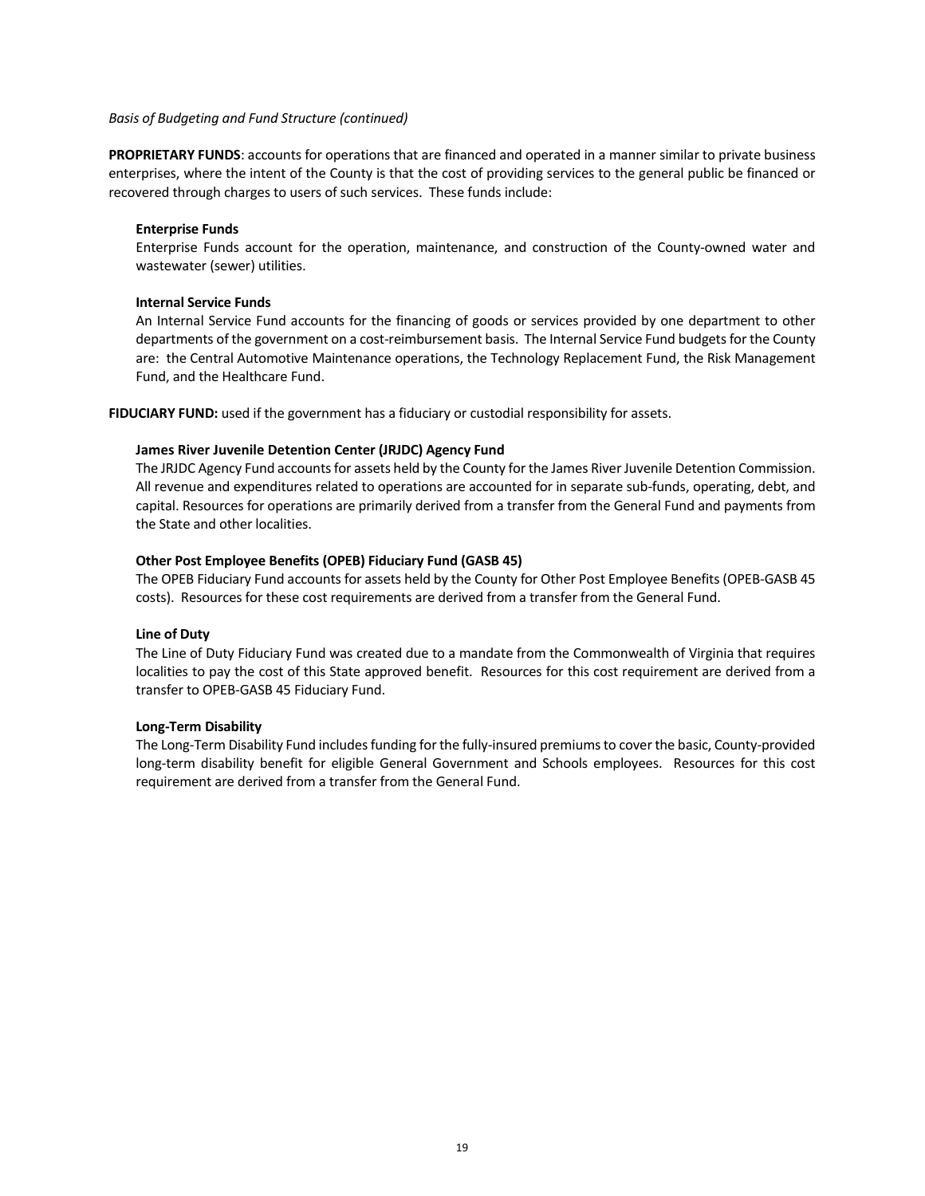*Basis of Budgeting and Fund Structure (continued)*

**PROPRIETARY FUNDS**: accounts for operations that are financed and operated in a manner similar to private business enterprises, where the intent of the County is that the cost of providing services to the general public be financed or recovered through charges to users of such services. These funds include:

**Enterprise Funds**

Enterprise Funds account for the operation, maintenance, and construction of the County-owned water and wastewater (sewer) utilities.

**Internal Service Funds**

An Internal Service Fund accounts for the financing of goods or services provided by one department to other departments of the government on a cost-reimbursement basis. The Internal Service Fund budgets for the County are: the Central Automotive Maintenance operations, the Technology Replacement Fund, the Risk Management Fund, and the Healthcare Fund.

**FIDUCIARY FUND:** used if the government has a fiduciary or custodial responsibility for assets.

**James River Juvenile Detention Center (JRJDC) Agency Fund**

The JRJDC Agency Fund accounts for assets held by the County for the James River Juvenile Detention Commission. All revenue and expenditures related to operations are accounted for in separate sub-funds, operating, debt, and capital. Resources for operations are primarily derived from a transfer from the General Fund and payments from the State and other localities.

**Other Post Employee Benefits (OPEB) Fiduciary Fund (GASB 45)**

The OPEB Fiduciary Fund accounts for assets held by the County for Other Post Employee Benefits (OPEB-GASB 45 costs). Resources for these cost requirements are derived from a transfer from the General Fund.

**Line of Duty**

The Line of Duty Fiduciary Fund was created due to a mandate from the Commonwealth of Virginia that requires localities to pay the cost of this State approved benefit. Resources for this cost requirement are derived from a transfer to OPEB-GASB 45 Fiduciary Fund.

**Long-Term Disability**

The Long-Term Disability Fund includes funding for the fully-insured premiums to cover the basic, County-provided long-term disability benefit for eligible General Government and Schools employees. Resources for this cost requirement are derived from a transfer from the General Fund.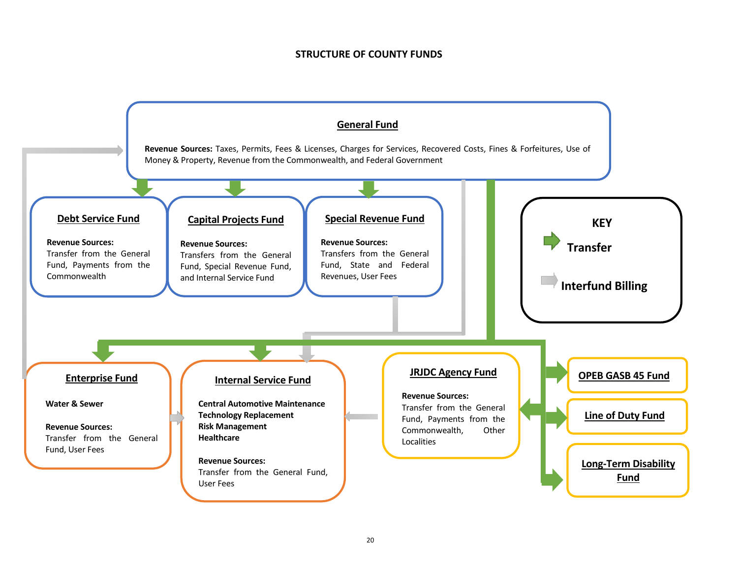# STRUCTURE OF COUNTY FUNDS

## General Fund

**Revenue Sources:** Taxes, Permits, Fees & Licenses, Charges for Services, Recovered Costs, Fines & Forfeitures, Use of Money & Property, Revenue from the Commonwealth, and Federal Government

## Debt Service Fund

**Revenue Sources:**
Transfer from the General Fund, Payments from the Commonwealth

## Capital Projects Fund

**Revenue Sources:**
Transfers from the General Fund, Special Revenue Fund, and Internal Service Fund

## Special Revenue Fund

**Revenue Sources:**
Transfers from the General Fund, State and Federal Revenues, User Fees

## KEY

Transfer

Interfund Billing

## Enterprise Fund

**Water & Sewer**

**Revenue Sources:**
Transfer from the General Fund, User Fees

## Internal Service Fund

**Central Automotive Maintenance**
**Technology Replacement**
**Risk Management**
**Healthcare**

**Revenue Sources:**
Transfer from the General Fund, User Fees

## JRJDC Agency Fund

**Revenue Sources:**
Transfer from the General Fund, Payments from the Commonwealth, Other Localities

## OPEB GASB 45 Fund

## Line of Duty Fund

## Long-Term Disability Fund